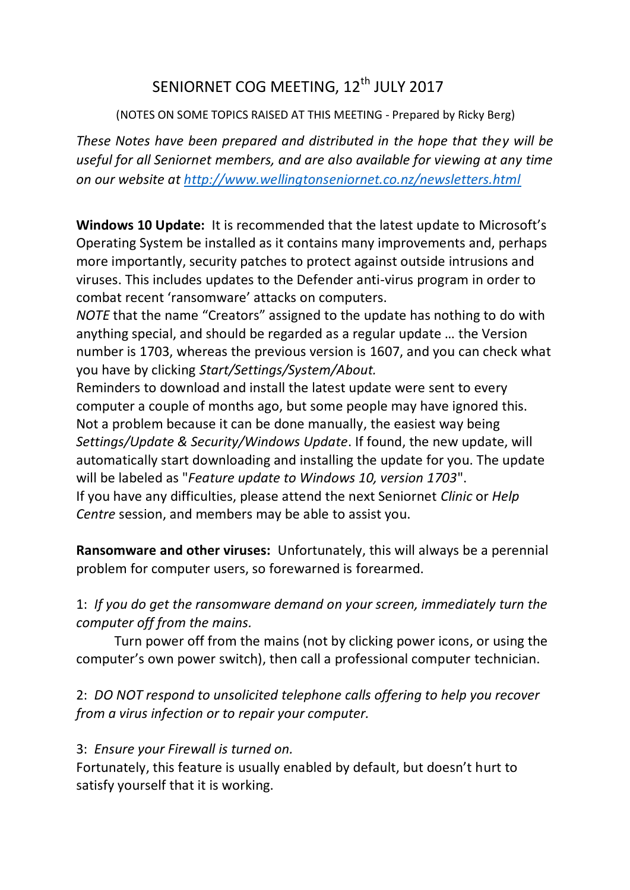# SENIORNET COG MEETING, 12th JULY 2017

(NOTES ON SOME TOPICS RAISED AT THIS MEETING - Prepared by Ricky Berg)

*These Notes have been prepared and distributed in the hope that they will be useful for all Seniornet members, and are also available for viewing at any time on our website at [http://www.wellingtonseniornet.co.nz/newsletters.html](http://www.wellingtonseniornet.co.nz/newsletters.html)*

**Windows 10 Update:** It is recommended that the latest update to Microsoft's Operating System be installed as it contains many improvements and, perhaps more importantly, security patches to protect against outside intrusions and viruses. This includes updates to the Defender anti-virus program in order to combat recent 'ransomware' attacks on computers.
*NOTE* that the name "Creators" assigned to the update has nothing to do with anything special, and should be regarded as a regular update … the Version number is 1703, whereas the previous version is 1607, and you can check what you have by clicking *Start/Settings/System/About.*
Reminders to download and install the latest update were sent to every computer a couple of months ago, but some people may have ignored this. Not a problem because it can be done manually, the easiest way being *Settings/Update & Security/Windows Update*. If found, the new update, will automatically start downloading and installing the update for you. The update will be labeled as "*Feature update to Windows 10, version 1703*".
If you have any difficulties, please attend the next Seniornet *Clinic* or *Help Centre* session, and members may be able to assist you.

**Ransomware and other viruses:** Unfortunately, this will always be a perennial problem for computer users, so forewarned is forearmed.

1: *If you do get the ransomware demand on your screen, immediately turn the computer off from the mains.*
Turn power off from the mains (not by clicking power icons, or using the computer's own power switch), then call a professional computer technician.

2: *DO NOT respond to unsolicited telephone calls offering to help you recover from a virus infection or to repair your computer.*

3: *Ensure your Firewall is turned on.*
Fortunately, this feature is usually enabled by default, but doesn't hurt to satisfy yourself that it is working.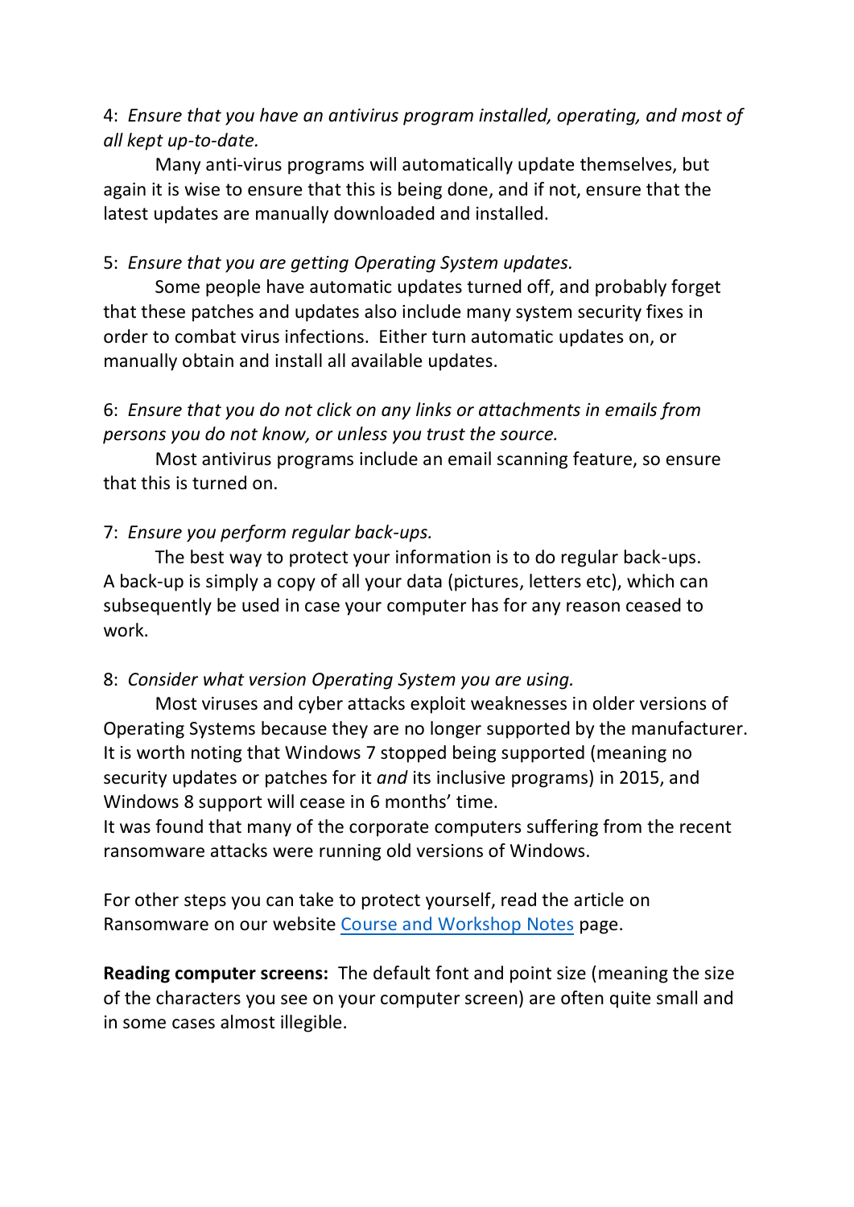4: *Ensure that you have an antivirus program installed, operating, and most of all kept up-to-date.*

Many anti-virus programs will automatically update themselves, but again it is wise to ensure that this is being done, and if not, ensure that the latest updates are manually downloaded and installed.

5: *Ensure that you are getting Operating System updates.*

Some people have automatic updates turned off, and probably forget that these patches and updates also include many system security fixes in order to combat virus infections. Either turn automatic updates on, or manually obtain and install all available updates.

6: *Ensure that you do not click on any links or attachments in emails from persons you do not know, or unless you trust the source.*

Most antivirus programs include an email scanning feature, so ensure that this is turned on.

7: *Ensure you perform regular back-ups.*

The best way to protect your information is to do regular back-ups. A back-up is simply a copy of all your data (pictures, letters etc), which can subsequently be used in case your computer has for any reason ceased to work.

8: *Consider what version Operating System you are using.*

Most viruses and cyber attacks exploit weaknesses in older versions of Operating Systems because they are no longer supported by the manufacturer. It is worth noting that Windows 7 stopped being supported (meaning no security updates or patches for it *and* its inclusive programs) in 2015, and Windows 8 support will cease in 6 months' time.
It was found that many of the corporate computers suffering from the recent ransomware attacks were running old versions of Windows.

For other steps you can take to protect yourself, read the article on Ransomware on our website Course and Workshop Notes page.

**Reading computer screens:** The default font and point size (meaning the size of the characters you see on your computer screen) are often quite small and in some cases almost illegible.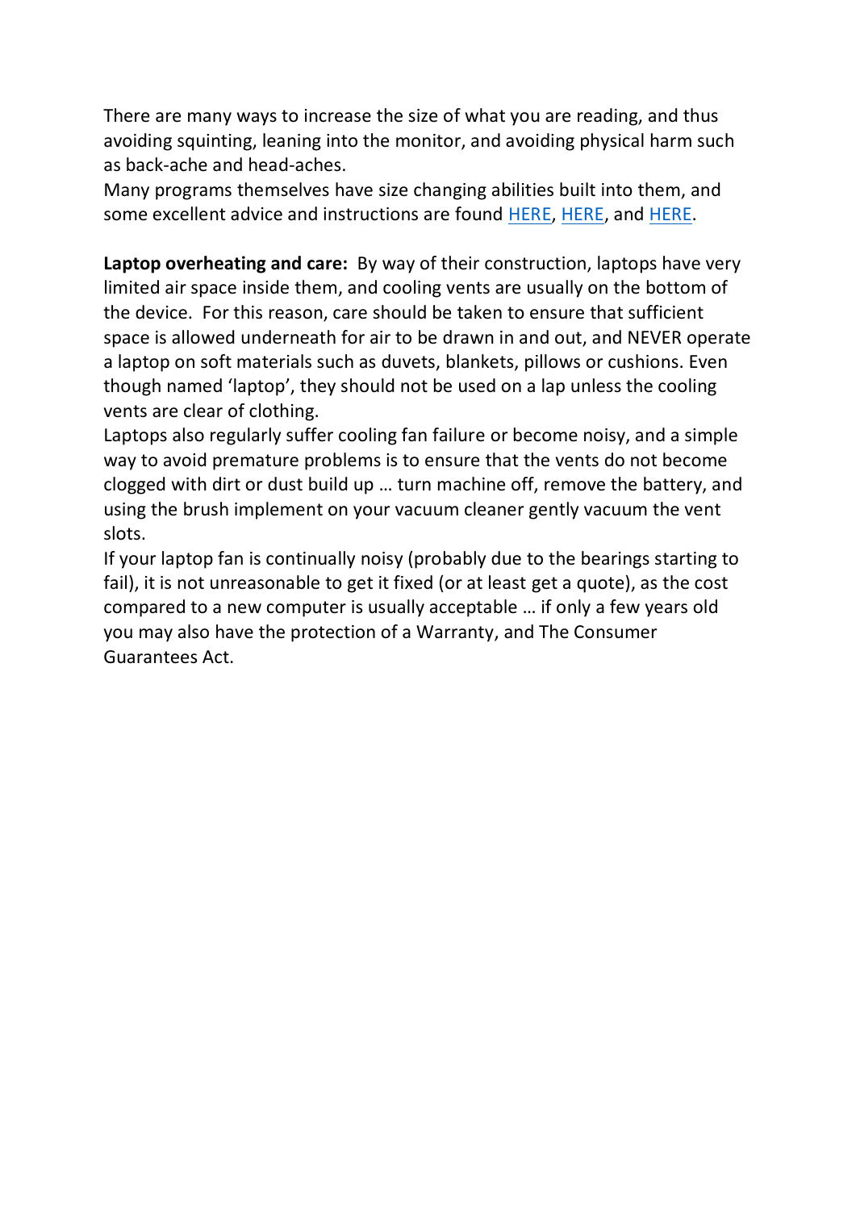There are many ways to increase the size of what you are reading, and thus avoiding squinting, leaning into the monitor, and avoiding physical harm such as back-ache and head-aches.

Many programs themselves have size changing abilities built into them, and some excellent advice and instructions are found HERE, HERE, and HERE.

**Laptop overheating and care:** By way of their construction, laptops have very limited air space inside them, and cooling vents are usually on the bottom of the device. For this reason, care should be taken to ensure that sufficient space is allowed underneath for air to be drawn in and out, and NEVER operate a laptop on soft materials such as duvets, blankets, pillows or cushions. Even though named 'laptop', they should not be used on a lap unless the cooling vents are clear of clothing.

Laptops also regularly suffer cooling fan failure or become noisy, and a simple way to avoid premature problems is to ensure that the vents do not become clogged with dirt or dust build up … turn machine off, remove the battery, and using the brush implement on your vacuum cleaner gently vacuum the vent slots.

If your laptop fan is continually noisy (probably due to the bearings starting to fail), it is not unreasonable to get it fixed (or at least get a quote), as the cost compared to a new computer is usually acceptable … if only a few years old you may also have the protection of a Warranty, and The Consumer Guarantees Act.